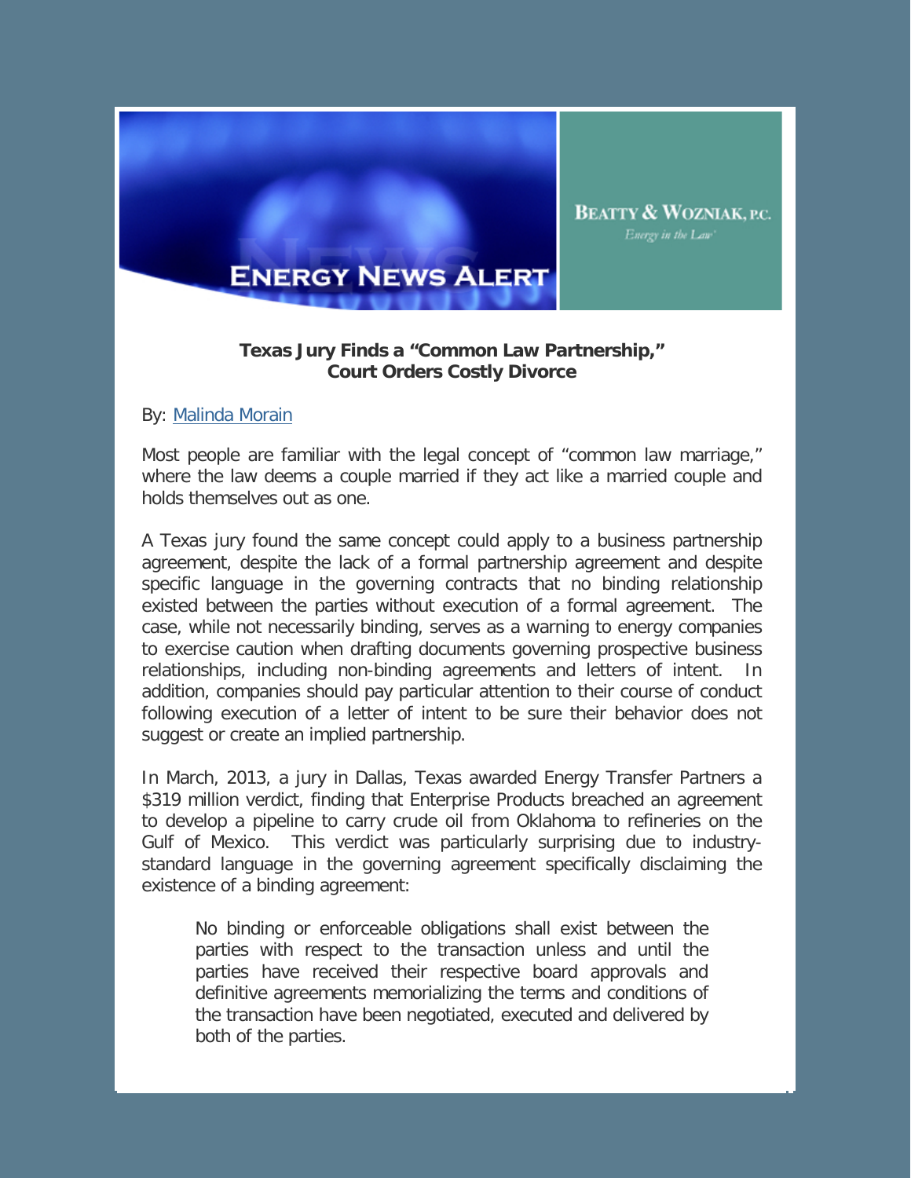**ENERGY NEWS ALERT**

**BEATTY & WOZNIAK, P.C.**
*Energy in the Law*

**Texas Jury Finds a "Common Law Partnership," Court Orders Costly Divorce**

By: Malinda Morain

Most people are familiar with the legal concept of "common law marriage," where the law deems a couple married if they act like a married couple and holds themselves out as one.

A Texas jury found the same concept could apply to a business partnership agreement, despite the lack of a formal partnership agreement and despite specific language in the governing contracts that no binding relationship existed between the parties without execution of a formal agreement. The case, while not necessarily binding, serves as a warning to energy companies to exercise caution when drafting documents governing prospective business relationships, including non-binding agreements and letters of intent. In addition, companies should pay particular attention to their course of conduct following execution of a letter of intent to be sure their behavior does not suggest or create an implied partnership.

In March, 2013, a jury in Dallas, Texas awarded Energy Transfer Partners a $319 million verdict, finding that Enterprise Products breached an agreement to develop a pipeline to carry crude oil from Oklahoma to refineries on the Gulf of Mexico. This verdict was particularly surprising due to industry-standard language in the governing agreement specifically disclaiming the existence of a binding agreement:

> No binding or enforceable obligations shall exist between the parties with respect to the transaction unless and until the parties have received their respective board approvals and definitive agreements memorializing the terms and conditions of the transaction have been negotiated, executed and delivered by both of the parties.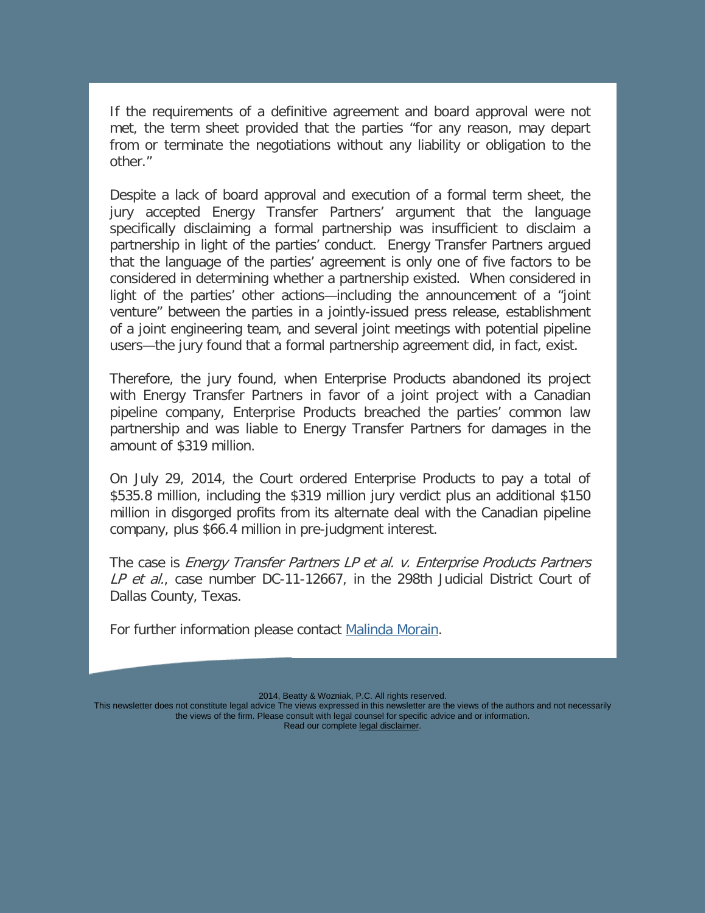If the requirements of a definitive agreement and board approval were not met, the term sheet provided that the parties "for any reason, may depart from or terminate the negotiations without any liability or obligation to the other."

Despite a lack of board approval and execution of a formal term sheet, the jury accepted Energy Transfer Partners' argument that the language specifically disclaiming a formal partnership was insufficient to disclaim a partnership in light of the parties' conduct. Energy Transfer Partners argued that the language of the parties' agreement is only one of five factors to be considered in determining whether a partnership existed. When considered in light of the parties' other actions—including the announcement of a "joint venture" between the parties in a jointly-issued press release, establishment of a joint engineering team, and several joint meetings with potential pipeline users—the jury found that a formal partnership agreement did, in fact, exist.

Therefore, the jury found, when Enterprise Products abandoned its project with Energy Transfer Partners in favor of a joint project with a Canadian pipeline company, Enterprise Products breached the parties' common law partnership and was liable to Energy Transfer Partners for damages in the amount of $319 million.

On July 29, 2014, the Court ordered Enterprise Products to pay a total of $535.8 million, including the $319 million jury verdict plus an additional $150 million in disgorged profits from its alternate deal with the Canadian pipeline company, plus $66.4 million in pre-judgment interest.

The case is *Energy Transfer Partners LP et al. v. Enterprise Products Partners LP et al.*, case number DC-11-12667, in the 298th Judicial District Court of Dallas County, Texas.

For further information please contact [Malinda Morain](Malinda Morain).

2014, Beatty & Wozniak, P.C. All rights reserved.
This newsletter does not constitute legal advice The views expressed in this newsletter are the views of the authors and not necessarily the views of the firm. Please consult with legal counsel for specific advice and or information.
Read our complete legal disclaimer.